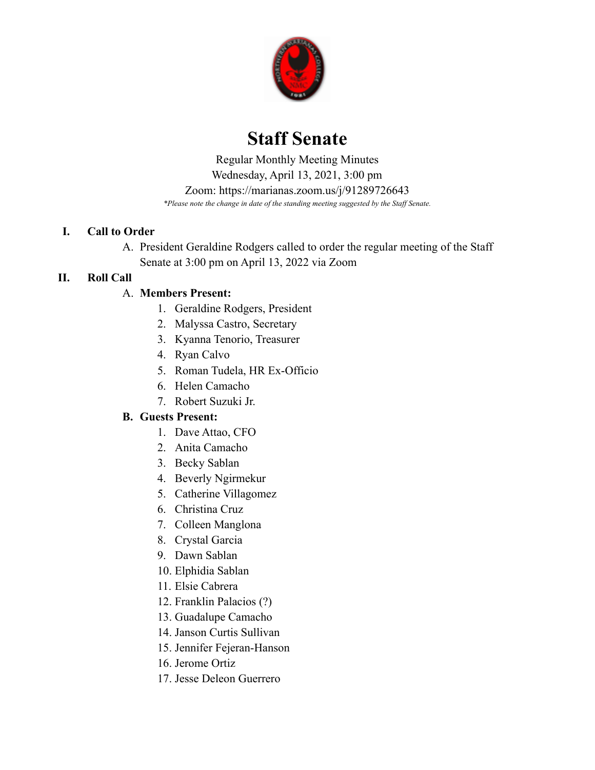# Staff Senate

Regular Monthly Meeting Minutes
Wednesday, April 13, 2021, 3:00 pm
Zoom: https://marianas.zoom.us/j/91289726643
*\*Please note the change in date of the standing meeting suggested by the Staff Senate.*

## I. Call to Order

A. President Geraldine Rodgers called to order the regular meeting of the Staff Senate at 3:00 pm on April 13, 2022 via Zoom

## II. Roll Call

A. **Members Present:**

1. Geraldine Rodgers, President
2. Malyssa Castro, Secretary
3. Kyanna Tenorio, Treasurer
4. Ryan Calvo
5. Roman Tudela, HR Ex-Officio
6. Helen Camacho
7. Robert Suzuki Jr.

B. **Guests Present:**

1. Dave Attao, CFO
2. Anita Camacho
3. Becky Sablan
4. Beverly Ngirmekur
5. Catherine Villagomez
6. Christina Cruz
7. Colleen Manglona
8. Crystal Garcia
9. Dawn Sablan
10. Elphidia Sablan
11. Elsie Cabrera
12. Franklin Palacios (?)
13. Guadalupe Camacho
14. Janson Curtis Sullivan
15. Jennifer Fejeran-Hanson
16. Jerome Ortiz
17. Jesse Deleon Guerrero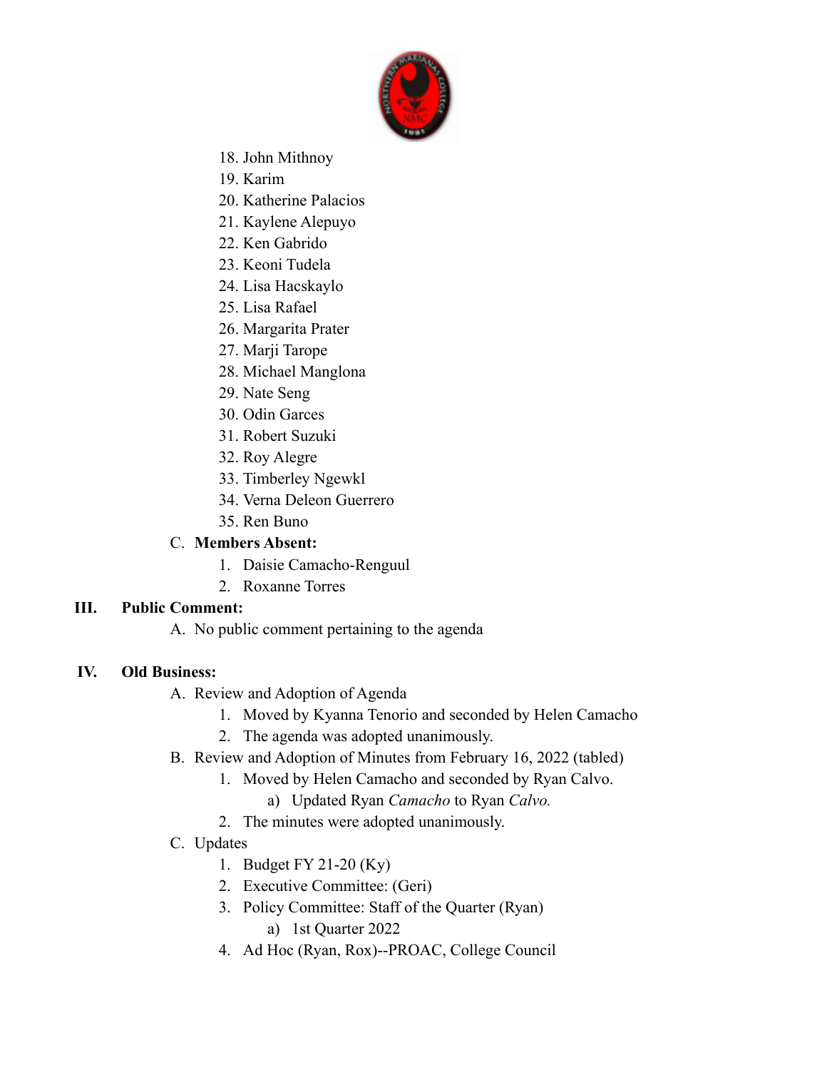18. John Mithnoy
19. Karim
20. Katherine Palacios
21. Kaylene Alepuyo
22. Ken Gabrido
23. Keoni Tudela
24. Lisa Hacskaylo
25. Lisa Rafael
26. Margarita Prater
27. Marji Tarope
28. Michael Manglona
29. Nate Seng
30. Odin Garces
31. Robert Suzuki
32. Roy Alegre
33. Timberley Ngewkl
34. Verna Deleon Guerrero
35. Ren Buno

C. **Members Absent:**

1. Daisie Camacho-Renguul
2. Roxanne Torres

**III. Public Comment:**

A. No public comment pertaining to the agenda

**IV. Old Business:**

A. Review and Adoption of Agenda
   1. Moved by Kyanna Tenorio and seconded by Helen Camacho
   2. The agenda was adopted unanimously.

B. Review and Adoption of Minutes from February 16, 2022 (tabled)
   1. Moved by Helen Camacho and seconded by Ryan Calvo.
      a) Updated Ryan *Camacho* to Ryan *Calvo.*
   2. The minutes were adopted unanimously.

C. Updates
   1. Budget FY 21-20 (Ky)
   2. Executive Committee: (Geri)
   3. Policy Committee: Staff of the Quarter (Ryan)
      a) 1st Quarter 2022
   4. Ad Hoc (Ryan, Rox)--PROAC, College Council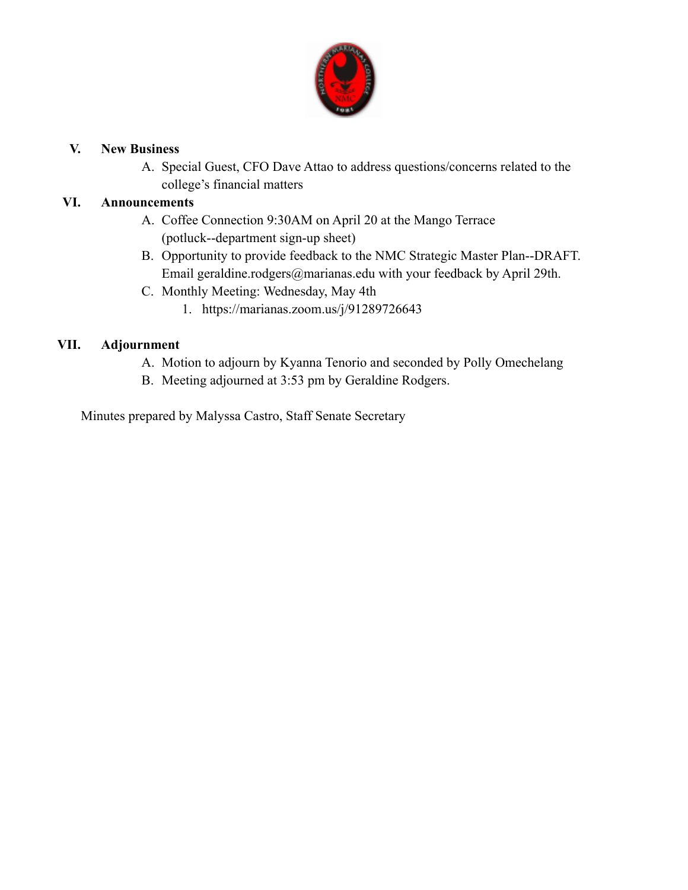## V. New Business

A. Special Guest, CFO Dave Attao to address questions/concerns related to the college's financial matters

## VI. Announcements

A. Coffee Connection 9:30AM on April 20 at the Mango Terrace (potluck--department sign-up sheet)

B. Opportunity to provide feedback to the NMC Strategic Master Plan--DRAFT. Email geraldine.rodgers@marianas.edu with your feedback by April 29th.

C. Monthly Meeting: Wednesday, May 4th

1. https://marianas.zoom.us/j/91289726643

## VII. Adjournment

A. Motion to adjourn by Kyanna Tenorio and seconded by Polly Omechelang

B. Meeting adjourned at 3:53 pm by Geraldine Rodgers.

Minutes prepared by Malyssa Castro, Staff Senate Secretary